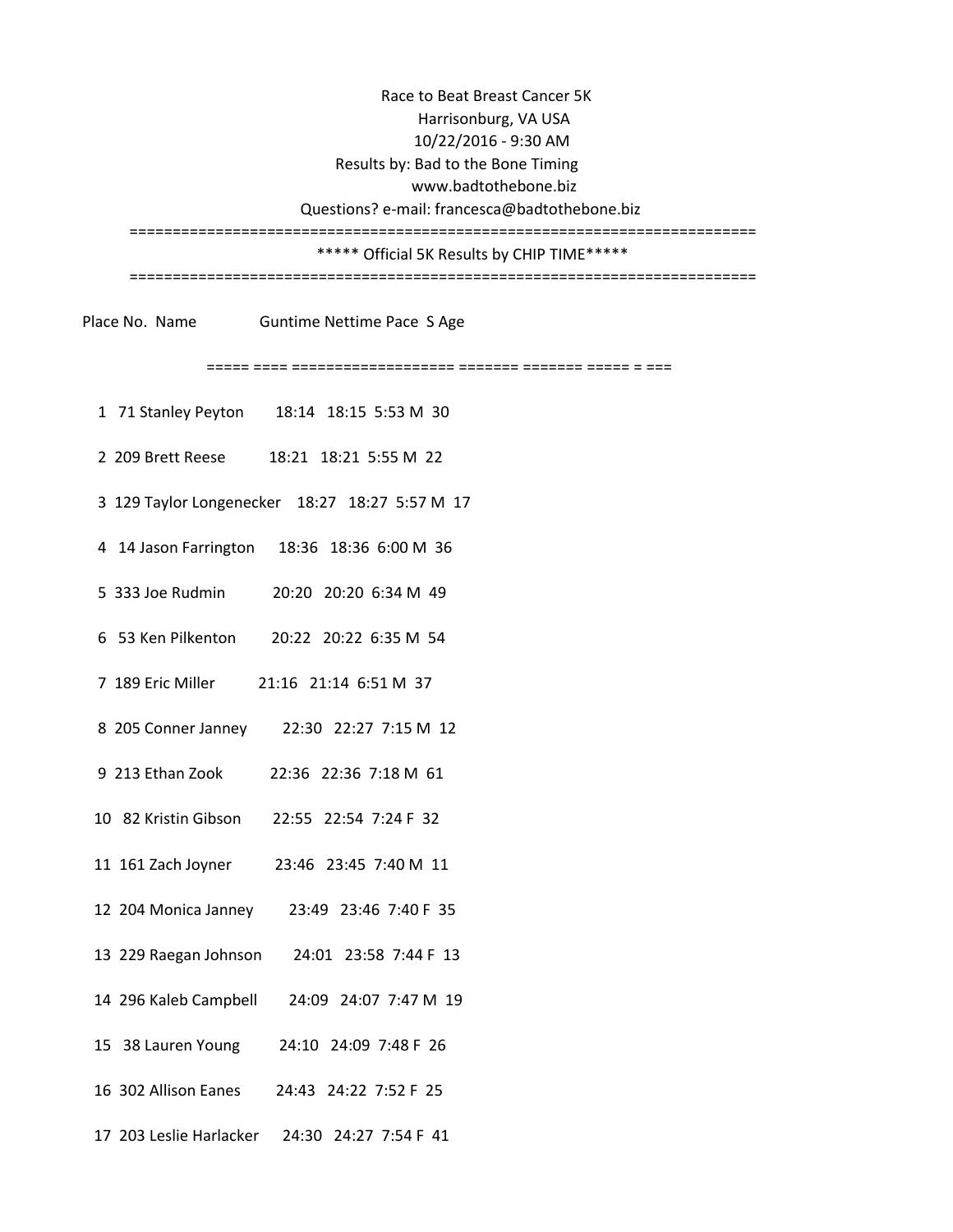Race to Beat Breast Cancer 5K
Harrisonburg, VA USA
10/22/2016 - 9:30 AM
Results by: Bad to the Bone Timing
www.badtothebone.biz
Questions? e-mail: francesca@badtothebone.biz

========================================================================

***** Official 5K Results by CHIP TIME*****

========================================================================

| Place | No. | Name | Guntime | Nettime | Pace | S | Age |
|---|---|---|---|---|---|---|---|
| 1 | 71 | Stanley Peyton | 18:14 | 18:15 | 5:53 | M | 30 |
| 2 | 209 | Brett Reese | 18:21 | 18:21 | 5:55 | M | 22 |
| 3 | 129 | Taylor Longenecker | 18:27 | 18:27 | 5:57 | M | 17 |
| 4 | 14 | Jason Farrington | 18:36 | 18:36 | 6:00 | M | 36 |
| 5 | 333 | Joe Rudmin | 20:20 | 20:20 | 6:34 | M | 49 |
| 6 | 53 | Ken Pilkenton | 20:22 | 20:22 | 6:35 | M | 54 |
| 7 | 189 | Eric Miller | 21:16 | 21:14 | 6:51 | M | 37 |
| 8 | 205 | Conner Janney | 22:30 | 22:27 | 7:15 | M | 12 |
| 9 | 213 | Ethan Zook | 22:36 | 22:36 | 7:18 | M | 61 |
| 10 | 82 | Kristin Gibson | 22:55 | 22:54 | 7:24 | F | 32 |
| 11 | 161 | Zach Joyner | 23:46 | 23:45 | 7:40 | M | 11 |
| 12 | 204 | Monica Janney | 23:49 | 23:46 | 7:40 | F | 35 |
| 13 | 229 | Raegan Johnson | 24:01 | 23:58 | 7:44 | F | 13 |
| 14 | 296 | Kaleb Campbell | 24:09 | 24:07 | 7:47 | M | 19 |
| 15 | 38 | Lauren Young | 24:10 | 24:09 | 7:48 | F | 26 |
| 16 | 302 | Allison Eanes | 24:43 | 24:22 | 7:52 | F | 25 |
| 17 | 203 | Leslie Harlacker | 24:30 | 24:27 | 7:54 | F | 41 |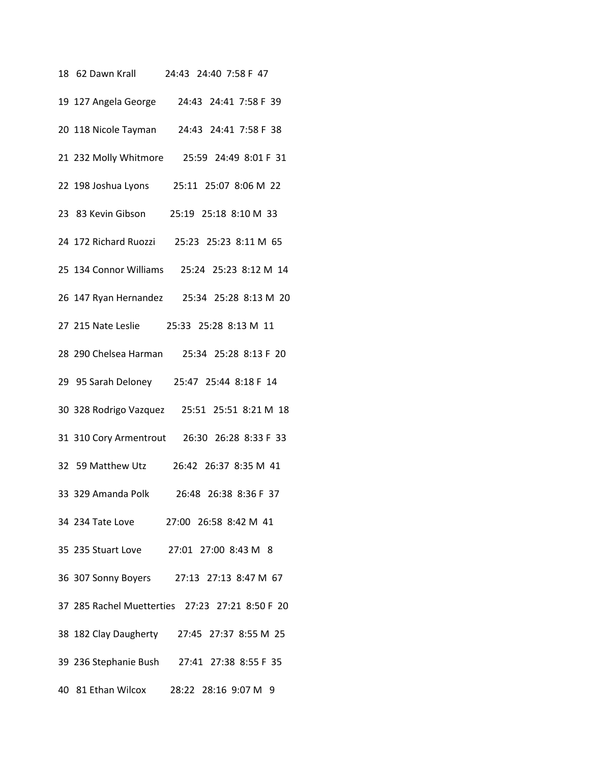18 62 Dawn Krall 24:43 24:40 7:58 F 47

19 127 Angela George 24:43 24:41 7:58 F 39

20 118 Nicole Tayman 24:43 24:41 7:58 F 38

21 232 Molly Whitmore 25:59 24:49 8:01 F 31

22 198 Joshua Lyons 25:11 25:07 8:06 M 22

23 83 Kevin Gibson 25:19 25:18 8:10 M 33

24 172 Richard Ruozzi 25:23 25:23 8:11 M 65

25 134 Connor Williams 25:24 25:23 8:12 M 14

26 147 Ryan Hernandez 25:34 25:28 8:13 M 20

27 215 Nate Leslie 25:33 25:28 8:13 M 11

28 290 Chelsea Harman 25:34 25:28 8:13 F 20

29 95 Sarah Deloney 25:47 25:44 8:18 F 14

30 328 Rodrigo Vazquez 25:51 25:51 8:21 M 18

31 310 Cory Armentrout 26:30 26:28 8:33 F 33

32 59 Matthew Utz 26:42 26:37 8:35 M 41

33 329 Amanda Polk 26:48 26:38 8:36 F 37

34 234 Tate Love 27:00 26:58 8:42 M 41

35 235 Stuart Love 27:01 27:00 8:43 M 8

36 307 Sonny Boyers 27:13 27:13 8:47 M 67

37 285 Rachel Muetterties 27:23 27:21 8:50 F 20

38 182 Clay Daugherty 27:45 27:37 8:55 M 25

39 236 Stephanie Bush 27:41 27:38 8:55 F 35

40 81 Ethan Wilcox 28:22 28:16 9:07 M 9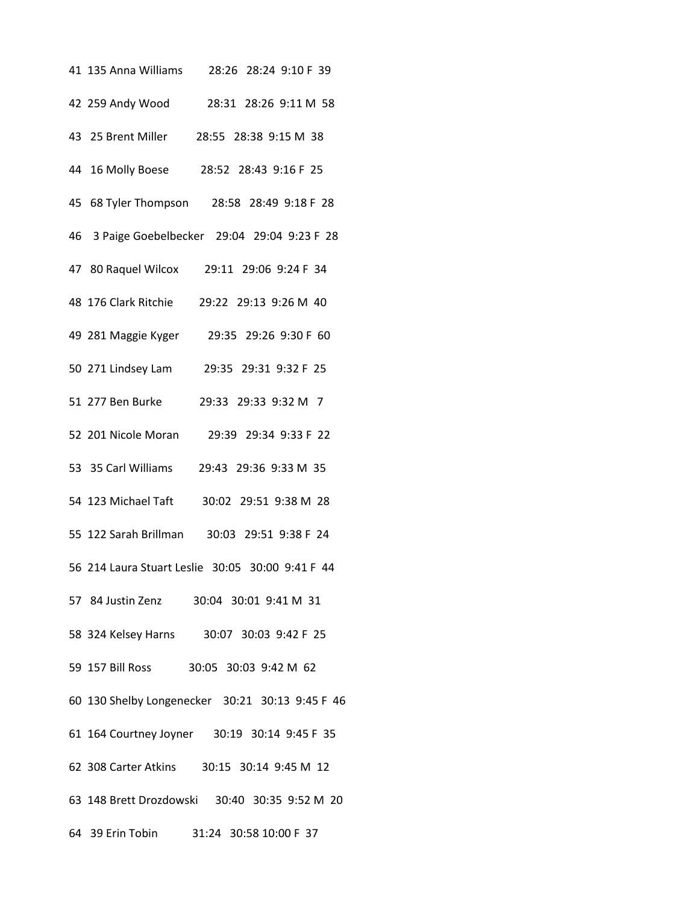41 135 Anna Williams 28:26 28:24 9:10 F 39

42 259 Andy Wood 28:31 28:26 9:11 M 58

43 25 Brent Miller 28:55 28:38 9:15 M 38

44 16 Molly Boese 28:52 28:43 9:16 F 25

45 68 Tyler Thompson 28:58 28:49 9:18 F 28

46 3 Paige Goebelbecker 29:04 29:04 9:23 F 28

47 80 Raquel Wilcox 29:11 29:06 9:24 F 34

48 176 Clark Ritchie 29:22 29:13 9:26 M 40

49 281 Maggie Kyger 29:35 29:26 9:30 F 60

50 271 Lindsey Lam 29:35 29:31 9:32 F 25

51 277 Ben Burke 29:33 29:33 9:32 M 7

52 201 Nicole Moran 29:39 29:34 9:33 F 22

53 35 Carl Williams 29:43 29:36 9:33 M 35

54 123 Michael Taft 30:02 29:51 9:38 M 28

55 122 Sarah Brillman 30:03 29:51 9:38 F 24

56 214 Laura Stuart Leslie 30:05 30:00 9:41 F 44

57 84 Justin Zenz 30:04 30:01 9:41 M 31

58 324 Kelsey Harns 30:07 30:03 9:42 F 25

59 157 Bill Ross 30:05 30:03 9:42 M 62

60 130 Shelby Longenecker 30:21 30:13 9:45 F 46

61 164 Courtney Joyner 30:19 30:14 9:45 F 35

62 308 Carter Atkins 30:15 30:14 9:45 M 12

63 148 Brett Drozdowski 30:40 30:35 9:52 M 20

64 39 Erin Tobin 31:24 30:58 10:00 F 37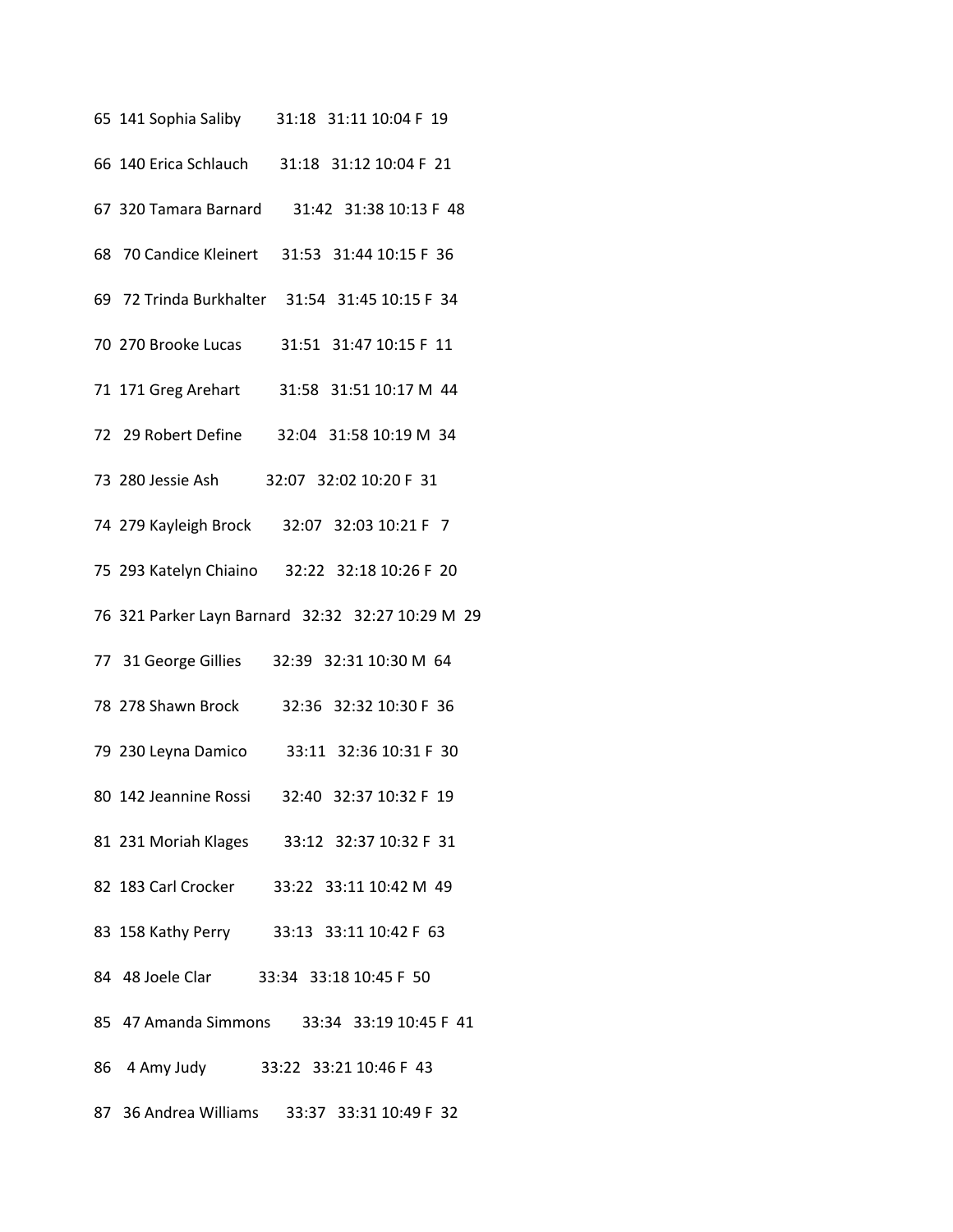65 141 Sophia Saliby 31:18 31:11 10:04 F 19

66 140 Erica Schlauch 31:18 31:12 10:04 F 21

67 320 Tamara Barnard 31:42 31:38 10:13 F 48

68 70 Candice Kleinert 31:53 31:44 10:15 F 36

69 72 Trinda Burkhalter 31:54 31:45 10:15 F 34

70 270 Brooke Lucas 31:51 31:47 10:15 F 11

71 171 Greg Arehart 31:58 31:51 10:17 M 44

72 29 Robert Define 32:04 31:58 10:19 M 34

73 280 Jessie Ash 32:07 32:02 10:20 F 31

74 279 Kayleigh Brock 32:07 32:03 10:21 F 7

75 293 Katelyn Chiaino 32:22 32:18 10:26 F 20

76 321 Parker Layn Barnard 32:32 32:27 10:29 M 29

77 31 George Gillies 32:39 32:31 10:30 M 64

78 278 Shawn Brock 32:36 32:32 10:30 F 36

79 230 Leyna Damico 33:11 32:36 10:31 F 30

80 142 Jeannine Rossi 32:40 32:37 10:32 F 19

81 231 Moriah Klages 33:12 32:37 10:32 F 31

82 183 Carl Crocker 33:22 33:11 10:42 M 49

83 158 Kathy Perry 33:13 33:11 10:42 F 63

84 48 Joele Clar 33:34 33:18 10:45 F 50

85 47 Amanda Simmons 33:34 33:19 10:45 F 41

86 4 Amy Judy 33:22 33:21 10:46 F 43

87 36 Andrea Williams 33:37 33:31 10:49 F 32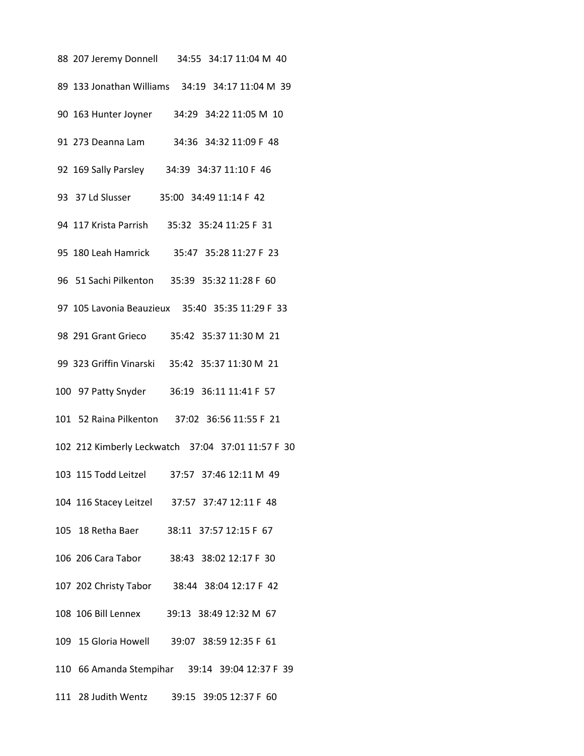88 207 Jeremy Donnell 34:55 34:17 11:04 M 40

89 133 Jonathan Williams 34:19 34:17 11:04 M 39

90 163 Hunter Joyner 34:29 34:22 11:05 M 10

91 273 Deanna Lam 34:36 34:32 11:09 F 48

92 169 Sally Parsley 34:39 34:37 11:10 F 46

93 37 Ld Slusser 35:00 34:49 11:14 F 42

94 117 Krista Parrish 35:32 35:24 11:25 F 31

95 180 Leah Hamrick 35:47 35:28 11:27 F 23

96 51 Sachi Pilkenton 35:39 35:32 11:28 F 60

97 105 Lavonia Beauzieux 35:40 35:35 11:29 F 33

98 291 Grant Grieco 35:42 35:37 11:30 M 21

99 323 Griffin Vinarski 35:42 35:37 11:30 M 21

100 97 Patty Snyder 36:19 36:11 11:41 F 57

101 52 Raina Pilkenton 37:02 36:56 11:55 F 21

102 212 Kimberly Leckwatch 37:04 37:01 11:57 F 30

103 115 Todd Leitzel 37:57 37:46 12:11 M 49

104 116 Stacey Leitzel 37:57 37:47 12:11 F 48

105 18 Retha Baer 38:11 37:57 12:15 F 67

106 206 Cara Tabor 38:43 38:02 12:17 F 30

107 202 Christy Tabor 38:44 38:04 12:17 F 42

108 106 Bill Lennex 39:13 38:49 12:32 M 67

109 15 Gloria Howell 39:07 38:59 12:35 F 61

110 66 Amanda Stempihar 39:14 39:04 12:37 F 39

111 28 Judith Wentz 39:15 39:05 12:37 F 60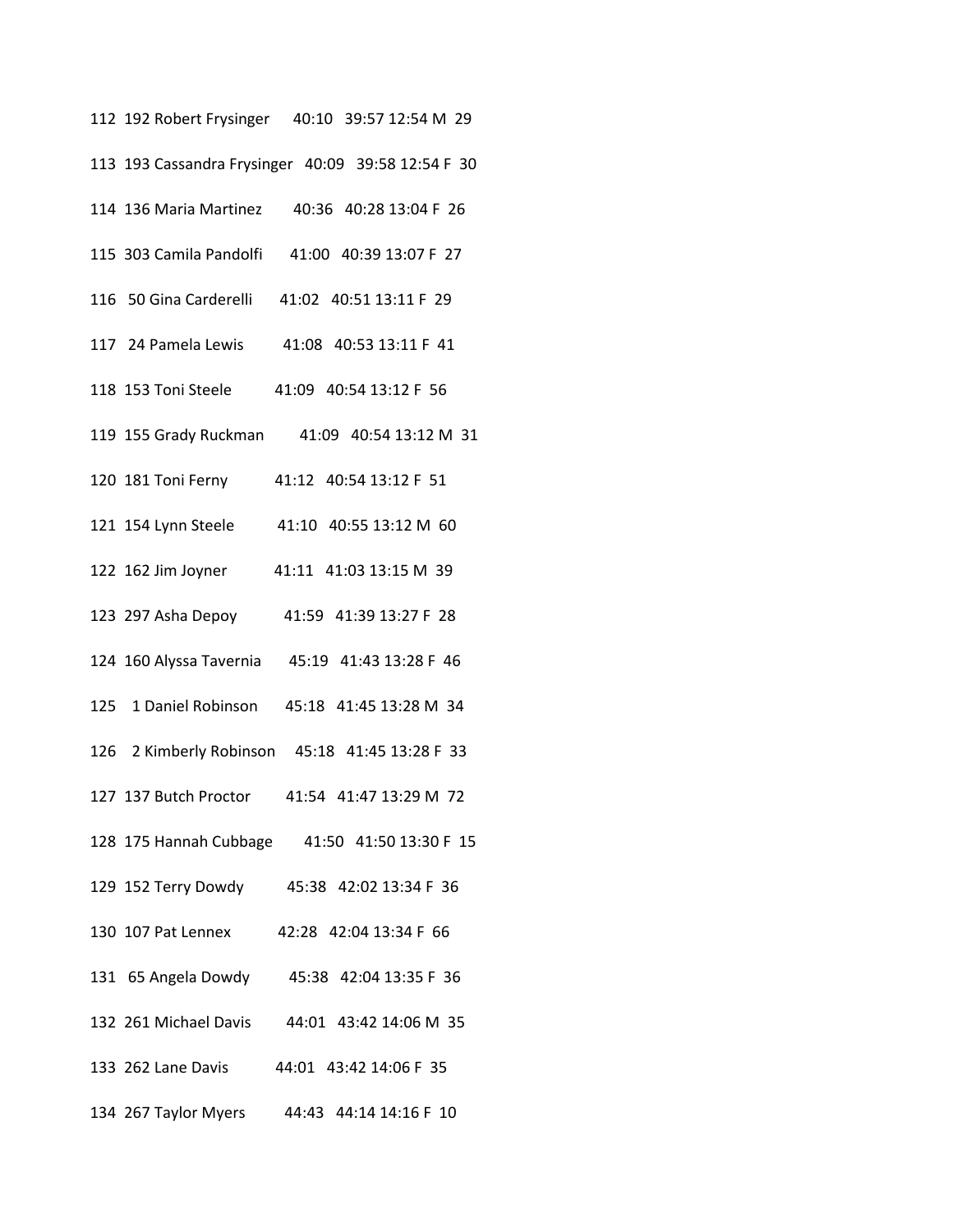112 192 Robert Frysinger 40:10 39:57 12:54 M 29

113 193 Cassandra Frysinger 40:09 39:58 12:54 F 30

114 136 Maria Martinez 40:36 40:28 13:04 F 26

115 303 Camila Pandolfi 41:00 40:39 13:07 F 27

116 50 Gina Carderelli 41:02 40:51 13:11 F 29

117 24 Pamela Lewis 41:08 40:53 13:11 F 41

118 153 Toni Steele 41:09 40:54 13:12 F 56

119 155 Grady Ruckman 41:09 40:54 13:12 M 31

120 181 Toni Ferny 41:12 40:54 13:12 F 51

121 154 Lynn Steele 41:10 40:55 13:12 M 60

122 162 Jim Joyner 41:11 41:03 13:15 M 39

123 297 Asha Depoy 41:59 41:39 13:27 F 28

124 160 Alyssa Tavernia 45:19 41:43 13:28 F 46

125 1 Daniel Robinson 45:18 41:45 13:28 M 34

126 2 Kimberly Robinson 45:18 41:45 13:28 F 33

127 137 Butch Proctor 41:54 41:47 13:29 M 72

128 175 Hannah Cubbage 41:50 41:50 13:30 F 15

129 152 Terry Dowdy 45:38 42:02 13:34 F 36

130 107 Pat Lennex 42:28 42:04 13:34 F 66

131 65 Angela Dowdy 45:38 42:04 13:35 F 36

132 261 Michael Davis 44:01 43:42 14:06 M 35

133 262 Lane Davis 44:01 43:42 14:06 F 35

134 267 Taylor Myers 44:43 44:14 14:16 F 10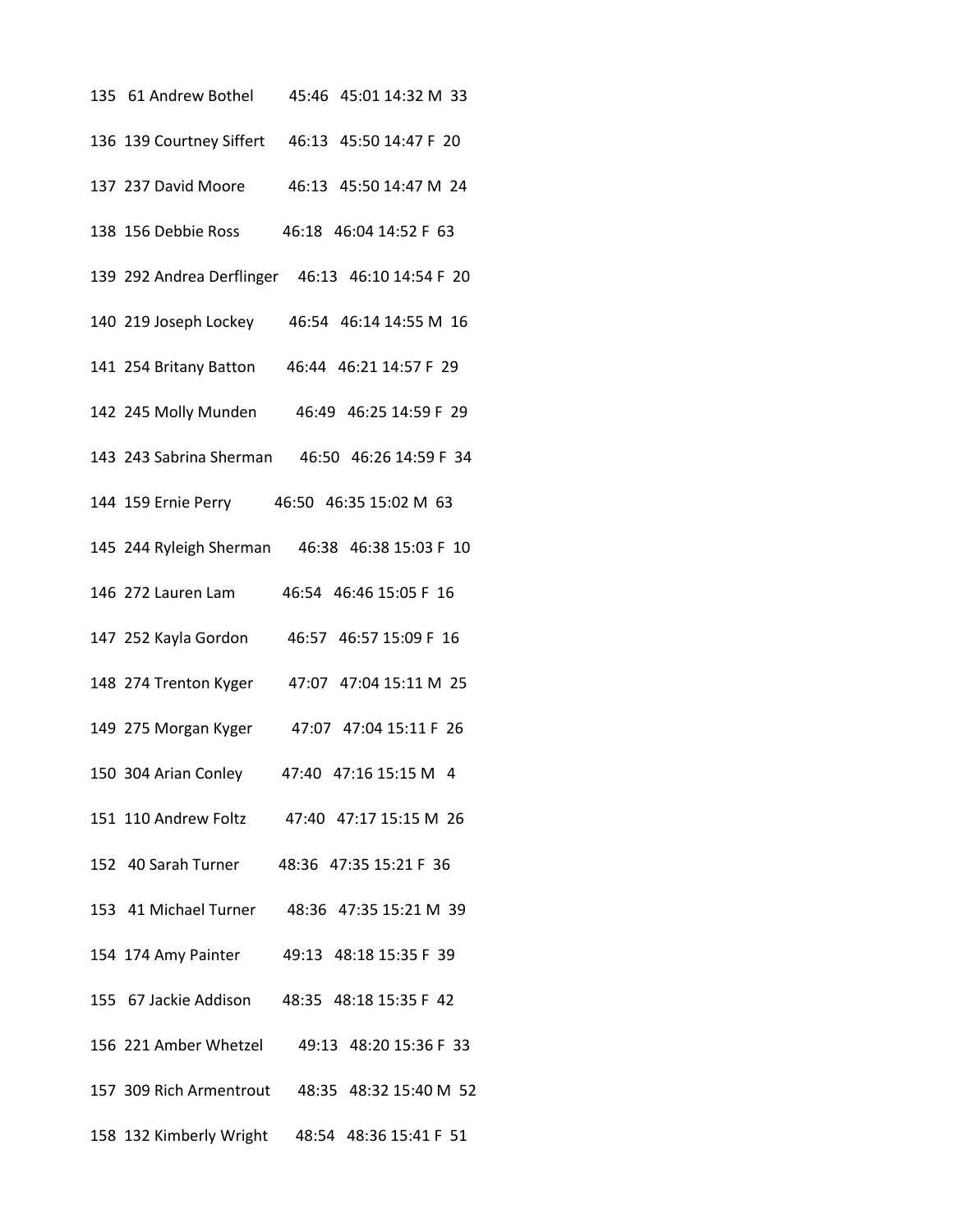135 61 Andrew Bothel 45:46 45:01 14:32 M 33

136 139 Courtney Siffert 46:13 45:50 14:47 F 20

137 237 David Moore 46:13 45:50 14:47 M 24

138 156 Debbie Ross 46:18 46:04 14:52 F 63

139 292 Andrea Derflinger 46:13 46:10 14:54 F 20

140 219 Joseph Lockey 46:54 46:14 14:55 M 16

141 254 Britany Batton 46:44 46:21 14:57 F 29

142 245 Molly Munden 46:49 46:25 14:59 F 29

143 243 Sabrina Sherman 46:50 46:26 14:59 F 34

144 159 Ernie Perry 46:50 46:35 15:02 M 63

145 244 Ryleigh Sherman 46:38 46:38 15:03 F 10

146 272 Lauren Lam 46:54 46:46 15:05 F 16

147 252 Kayla Gordon 46:57 46:57 15:09 F 16

148 274 Trenton Kyger 47:07 47:04 15:11 M 25

149 275 Morgan Kyger 47:07 47:04 15:11 F 26

150 304 Arian Conley 47:40 47:16 15:15 M 4

151 110 Andrew Foltz 47:40 47:17 15:15 M 26

152 40 Sarah Turner 48:36 47:35 15:21 F 36

153 41 Michael Turner 48:36 47:35 15:21 M 39

154 174 Amy Painter 49:13 48:18 15:35 F 39

155 67 Jackie Addison 48:35 48:18 15:35 F 42

156 221 Amber Whetzel 49:13 48:20 15:36 F 33

157 309 Rich Armentrout 48:35 48:32 15:40 M 52

158 132 Kimberly Wright 48:54 48:36 15:41 F 51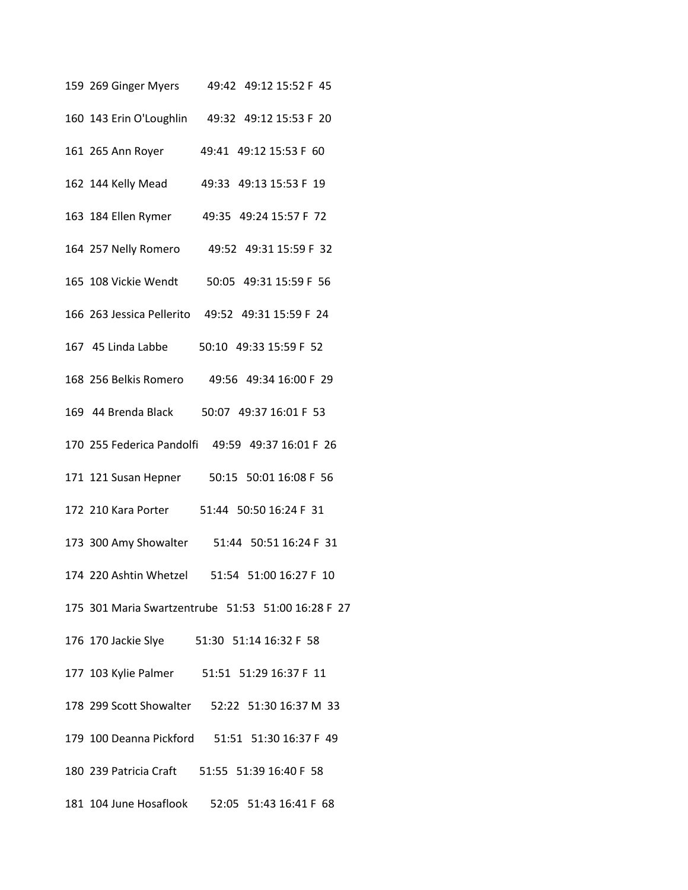159 269 Ginger Myers 49:42 49:12 15:52 F 45

160 143 Erin O'Loughlin 49:32 49:12 15:53 F 20

161 265 Ann Royer 49:41 49:12 15:53 F 60

162 144 Kelly Mead 49:33 49:13 15:53 F 19

163 184 Ellen Rymer 49:35 49:24 15:57 F 72

164 257 Nelly Romero 49:52 49:31 15:59 F 32

165 108 Vickie Wendt 50:05 49:31 15:59 F 56

166 263 Jessica Pellerito 49:52 49:31 15:59 F 24

167 45 Linda Labbe 50:10 49:33 15:59 F 52

168 256 Belkis Romero 49:56 49:34 16:00 F 29

169 44 Brenda Black 50:07 49:37 16:01 F 53

170 255 Federica Pandolfi 49:59 49:37 16:01 F 26

171 121 Susan Hepner 50:15 50:01 16:08 F 56

172 210 Kara Porter 51:44 50:50 16:24 F 31

173 300 Amy Showalter 51:44 50:51 16:24 F 31

174 220 Ashtin Whetzel 51:54 51:00 16:27 F 10

175 301 Maria Swartzentrube 51:53 51:00 16:28 F 27

176 170 Jackie Slye 51:30 51:14 16:32 F 58

177 103 Kylie Palmer 51:51 51:29 16:37 F 11

178 299 Scott Showalter 52:22 51:30 16:37 M 33

179 100 Deanna Pickford 51:51 51:30 16:37 F 49

180 239 Patricia Craft 51:55 51:39 16:40 F 58

181 104 June Hosaflook 52:05 51:43 16:41 F 68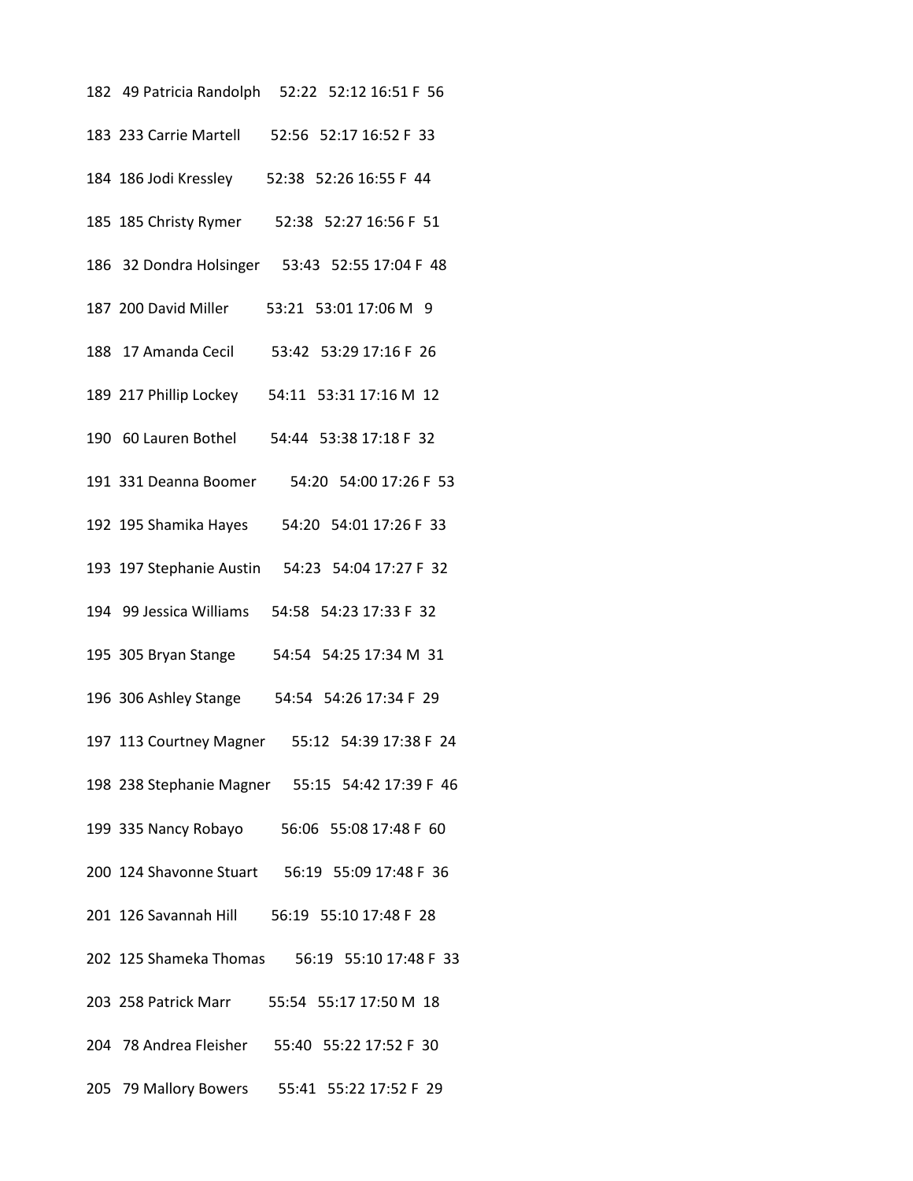182 49 Patricia Randolph 52:22 52:12 16:51 F 56

183 233 Carrie Martell 52:56 52:17 16:52 F 33

184 186 Jodi Kressley 52:38 52:26 16:55 F 44

185 185 Christy Rymer 52:38 52:27 16:56 F 51

186 32 Dondra Holsinger 53:43 52:55 17:04 F 48

187 200 David Miller 53:21 53:01 17:06 M 9

188 17 Amanda Cecil 53:42 53:29 17:16 F 26

189 217 Phillip Lockey 54:11 53:31 17:16 M 12

190 60 Lauren Bothel 54:44 53:38 17:18 F 32

191 331 Deanna Boomer 54:20 54:00 17:26 F 53

192 195 Shamika Hayes 54:20 54:01 17:26 F 33

193 197 Stephanie Austin 54:23 54:04 17:27 F 32

194 99 Jessica Williams 54:58 54:23 17:33 F 32

195 305 Bryan Stange 54:54 54:25 17:34 M 31

196 306 Ashley Stange 54:54 54:26 17:34 F 29

197 113 Courtney Magner 55:12 54:39 17:38 F 24

198 238 Stephanie Magner 55:15 54:42 17:39 F 46

199 335 Nancy Robayo 56:06 55:08 17:48 F 60

200 124 Shavonne Stuart 56:19 55:09 17:48 F 36

201 126 Savannah Hill 56:19 55:10 17:48 F 28

202 125 Shameka Thomas 56:19 55:10 17:48 F 33

203 258 Patrick Marr 55:54 55:17 17:50 M 18

204 78 Andrea Fleisher 55:40 55:22 17:52 F 30

205 79 Mallory Bowers 55:41 55:22 17:52 F 29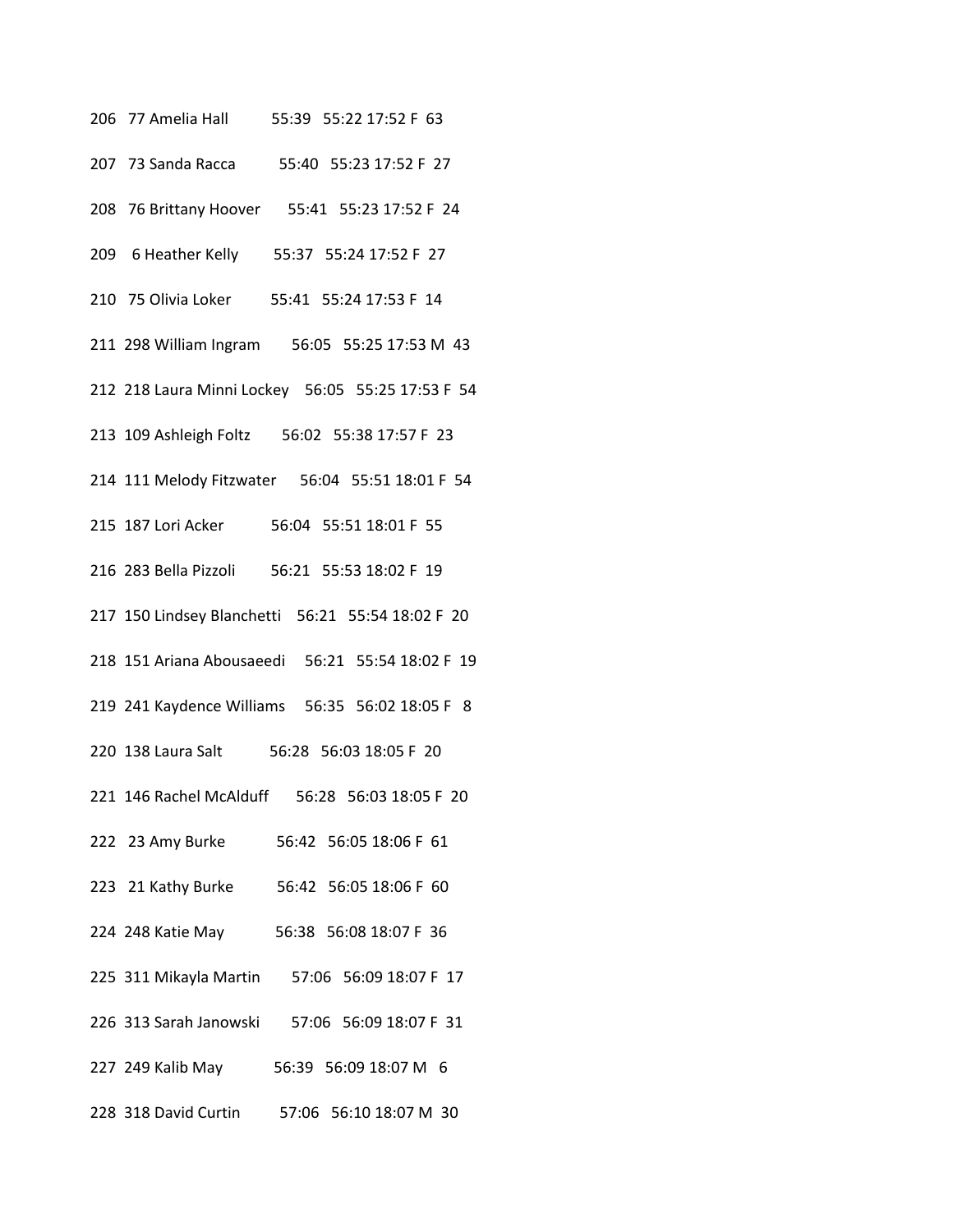206 77 Amelia Hall 55:39 55:22 17:52 F 63

207 73 Sanda Racca 55:40 55:23 17:52 F 27

208 76 Brittany Hoover 55:41 55:23 17:52 F 24

209 6 Heather Kelly 55:37 55:24 17:52 F 27

210 75 Olivia Loker 55:41 55:24 17:53 F 14

211 298 William Ingram 56:05 55:25 17:53 M 43

212 218 Laura Minni Lockey 56:05 55:25 17:53 F 54

213 109 Ashleigh Foltz 56:02 55:38 17:57 F 23

214 111 Melody Fitzwater 56:04 55:51 18:01 F 54

215 187 Lori Acker 56:04 55:51 18:01 F 55

216 283 Bella Pizzoli 56:21 55:53 18:02 F 19

217 150 Lindsey Blanchetti 56:21 55:54 18:02 F 20

218 151 Ariana Abousaeedi 56:21 55:54 18:02 F 19

219 241 Kaydence Williams 56:35 56:02 18:05 F 8

220 138 Laura Salt 56:28 56:03 18:05 F 20

221 146 Rachel McAlduff 56:28 56:03 18:05 F 20

222 23 Amy Burke 56:42 56:05 18:06 F 61

223 21 Kathy Burke 56:42 56:05 18:06 F 60

224 248 Katie May 56:38 56:08 18:07 F 36

225 311 Mikayla Martin 57:06 56:09 18:07 F 17

226 313 Sarah Janowski 57:06 56:09 18:07 F 31

227 249 Kalib May 56:39 56:09 18:07 M 6

228 318 David Curtin 57:06 56:10 18:07 M 30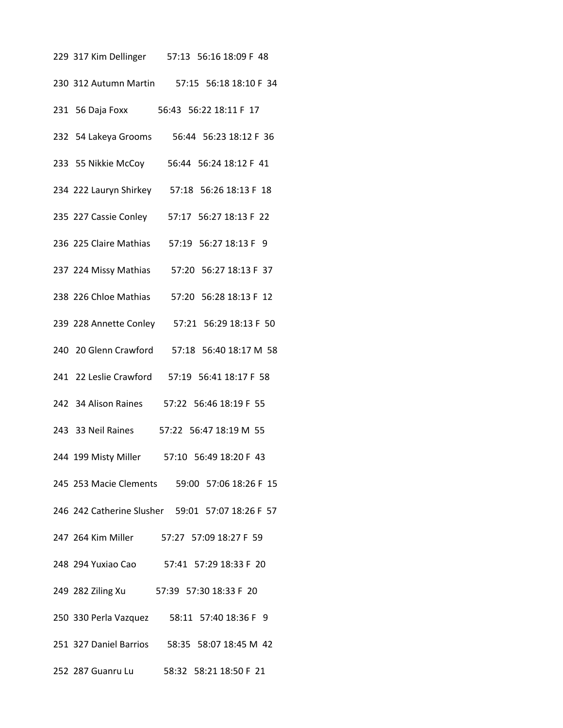229 317 Kim Dellinger 57:13 56:16 18:09 F 48

230 312 Autumn Martin 57:15 56:18 18:10 F 34

231 56 Daja Foxx 56:43 56:22 18:11 F 17

232 54 Lakeya Grooms 56:44 56:23 18:12 F 36

233 55 Nikkie McCoy 56:44 56:24 18:12 F 41

234 222 Lauryn Shirkey 57:18 56:26 18:13 F 18

235 227 Cassie Conley 57:17 56:27 18:13 F 22

236 225 Claire Mathias 57:19 56:27 18:13 F 9

237 224 Missy Mathias 57:20 56:27 18:13 F 37

238 226 Chloe Mathias 57:20 56:28 18:13 F 12

239 228 Annette Conley 57:21 56:29 18:13 F 50

240 20 Glenn Crawford 57:18 56:40 18:17 M 58

241 22 Leslie Crawford 57:19 56:41 18:17 F 58

242 34 Alison Raines 57:22 56:46 18:19 F 55

243 33 Neil Raines 57:22 56:47 18:19 M 55

244 199 Misty Miller 57:10 56:49 18:20 F 43

245 253 Macie Clements 59:00 57:06 18:26 F 15

246 242 Catherine Slusher 59:01 57:07 18:26 F 57

247 264 Kim Miller 57:27 57:09 18:27 F 59

248 294 Yuxiao Cao 57:41 57:29 18:33 F 20

249 282 Ziling Xu 57:39 57:30 18:33 F 20

250 330 Perla Vazquez 58:11 57:40 18:36 F 9

251 327 Daniel Barrios 58:35 58:07 18:45 M 42

252 287 Guanru Lu 58:32 58:21 18:50 F 21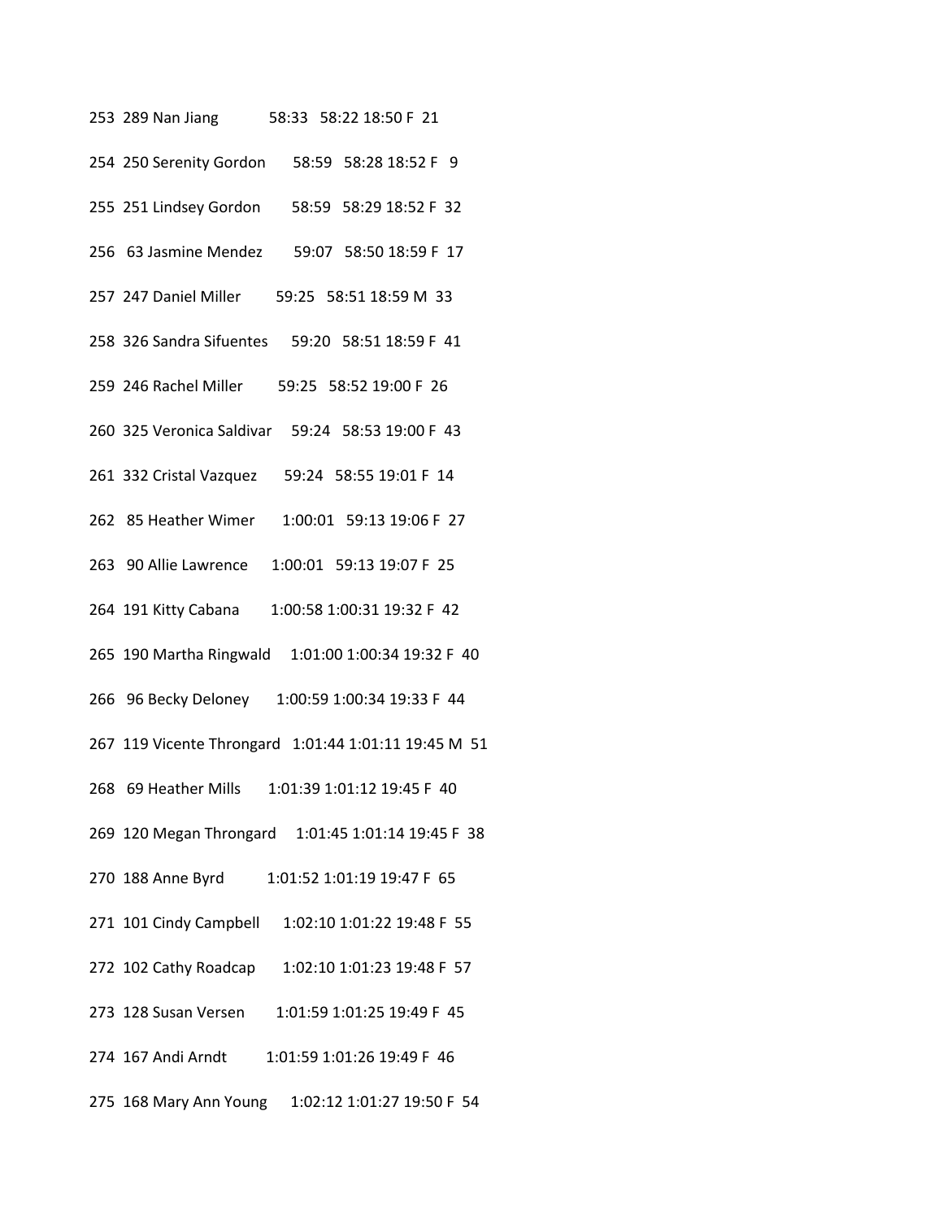253 289 Nan Jiang 58:33 58:22 18:50 F 21

254 250 Serenity Gordon 58:59 58:28 18:52 F 9

255 251 Lindsey Gordon 58:59 58:29 18:52 F 32

256 63 Jasmine Mendez 59:07 58:50 18:59 F 17

257 247 Daniel Miller 59:25 58:51 18:59 M 33

258 326 Sandra Sifuentes 59:20 58:51 18:59 F 41

259 246 Rachel Miller 59:25 58:52 19:00 F 26

260 325 Veronica Saldivar 59:24 58:53 19:00 F 43

261 332 Cristal Vazquez 59:24 58:55 19:01 F 14

262 85 Heather Wimer 1:00:01 59:13 19:06 F 27

263 90 Allie Lawrence 1:00:01 59:13 19:07 F 25

264 191 Kitty Cabana 1:00:58 1:00:31 19:32 F 42

265 190 Martha Ringwald 1:01:00 1:00:34 19:32 F 40

266 96 Becky Deloney 1:00:59 1:00:34 19:33 F 44

267 119 Vicente Throngard 1:01:44 1:01:11 19:45 M 51

268 69 Heather Mills 1:01:39 1:01:12 19:45 F 40

269 120 Megan Throngard 1:01:45 1:01:14 19:45 F 38

270 188 Anne Byrd 1:01:52 1:01:19 19:47 F 65

271 101 Cindy Campbell 1:02:10 1:01:22 19:48 F 55

272 102 Cathy Roadcap 1:02:10 1:01:23 19:48 F 57

273 128 Susan Versen 1:01:59 1:01:25 19:49 F 45

274 167 Andi Arndt 1:01:59 1:01:26 19:49 F 46

275 168 Mary Ann Young 1:02:12 1:01:27 19:50 F 54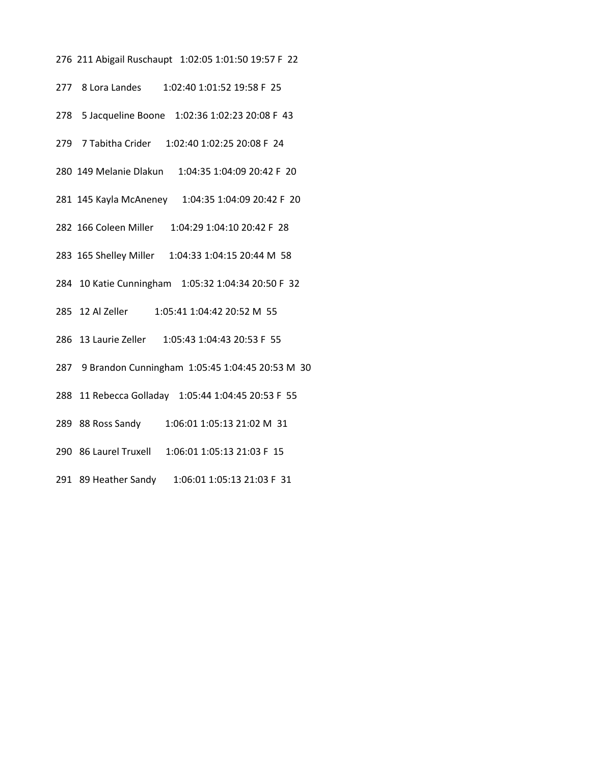| | | | | | | | |
|---|---|---|---|---|---|---|---|
| 276 | 211 | Abigail Ruschaupt | 1:02:05 | 1:01:50 | 19:57 | F | 22 |
| 277 | 8 | Lora Landes | 1:02:40 | 1:01:52 | 19:58 | F | 25 |
| 278 | 5 | Jacqueline Boone | 1:02:36 | 1:02:23 | 20:08 | F | 43 |
| 279 | 7 | Tabitha Crider | 1:02:40 | 1:02:25 | 20:08 | F | 24 |
| 280 | 149 | Melanie Dlakun | 1:04:35 | 1:04:09 | 20:42 | F | 20 |
| 281 | 145 | Kayla McAneney | 1:04:35 | 1:04:09 | 20:42 | F | 20 |
| 282 | 166 | Coleen Miller | 1:04:29 | 1:04:10 | 20:42 | F | 28 |
| 283 | 165 | Shelley Miller | 1:04:33 | 1:04:15 | 20:44 | M | 58 |
| 284 | 10 | Katie Cunningham | 1:05:32 | 1:04:34 | 20:50 | F | 32 |
| 285 | 12 | Al Zeller | 1:05:41 | 1:04:42 | 20:52 | M | 55 |
| 286 | 13 | Laurie Zeller | 1:05:43 | 1:04:43 | 20:53 | F | 55 |
| 287 | 9 | Brandon Cunningham | 1:05:45 | 1:04:45 | 20:53 | M | 30 |
| 288 | 11 | Rebecca Golladay | 1:05:44 | 1:04:45 | 20:53 | F | 55 |
| 289 | 88 | Ross Sandy | 1:06:01 | 1:05:13 | 21:02 | M | 31 |
| 290 | 86 | Laurel Truxell | 1:06:01 | 1:05:13 | 21:03 | F | 15 |
| 291 | 89 | Heather Sandy | 1:06:01 | 1:05:13 | 21:03 | F | 31 |